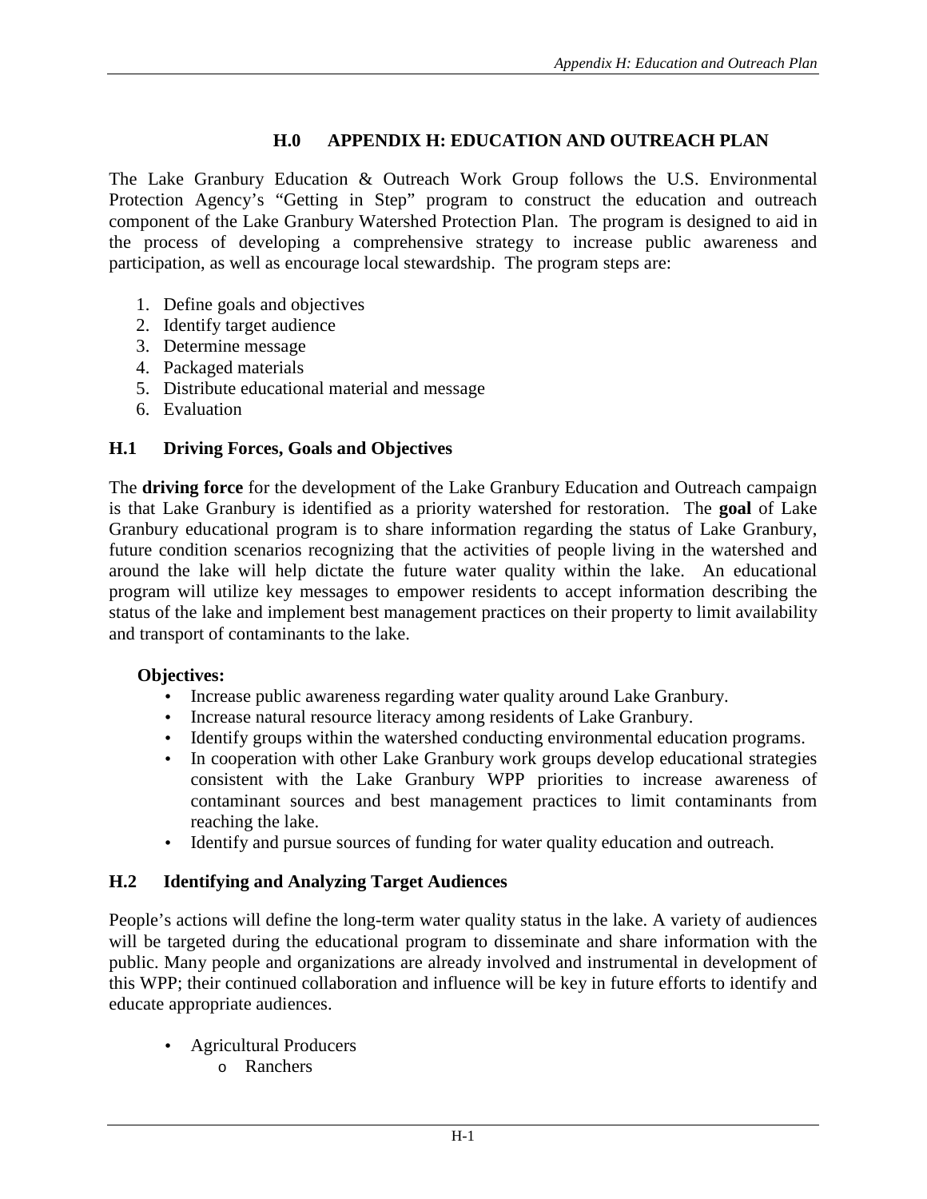# H.0 APPENDIX H: EDUCATION AND OUTREACH PLAN

The Lake Granbury Education & Outreach Work Group follows the U.S. Environmental Protection Agency's "Getting in Step" program to construct the education and outreach component of the Lake Granbury Watershed Protection Plan. The program is designed to aid in the process of developing a comprehensive strategy to increase public awareness and participation, as well as encourage local stewardship. The program steps are:

1. Define goals and objectives
2. Identify target audience
3. Determine message
4. Packaged materials
5. Distribute educational material and message
6. Evaluation

## H.1 Driving Forces, Goals and Objectives

The **driving force** for the development of the Lake Granbury Education and Outreach campaign is that Lake Granbury is identified as a priority watershed for restoration. The **goal** of Lake Granbury educational program is to share information regarding the status of Lake Granbury, future condition scenarios recognizing that the activities of people living in the watershed and around the lake will help dictate the future water quality within the lake. An educational program will utilize key messages to empower residents to accept information describing the status of the lake and implement best management practices on their property to limit availability and transport of contaminants to the lake.

**Objectives:**

- Increase public awareness regarding water quality around Lake Granbury.
- Increase natural resource literacy among residents of Lake Granbury.
- Identify groups within the watershed conducting environmental education programs.
- In cooperation with other Lake Granbury work groups develop educational strategies consistent with the Lake Granbury WPP priorities to increase awareness of contaminant sources and best management practices to limit contaminants from reaching the lake.
- Identify and pursue sources of funding for water quality education and outreach.

## H.2 Identifying and Analyzing Target Audiences

People's actions will define the long-term water quality status in the lake. A variety of audiences will be targeted during the educational program to disseminate and share information with the public. Many people and organizations are already involved and instrumental in development of this WPP; their continued collaboration and influence will be key in future efforts to identify and educate appropriate audiences.

- Agricultural Producers
  - Ranchers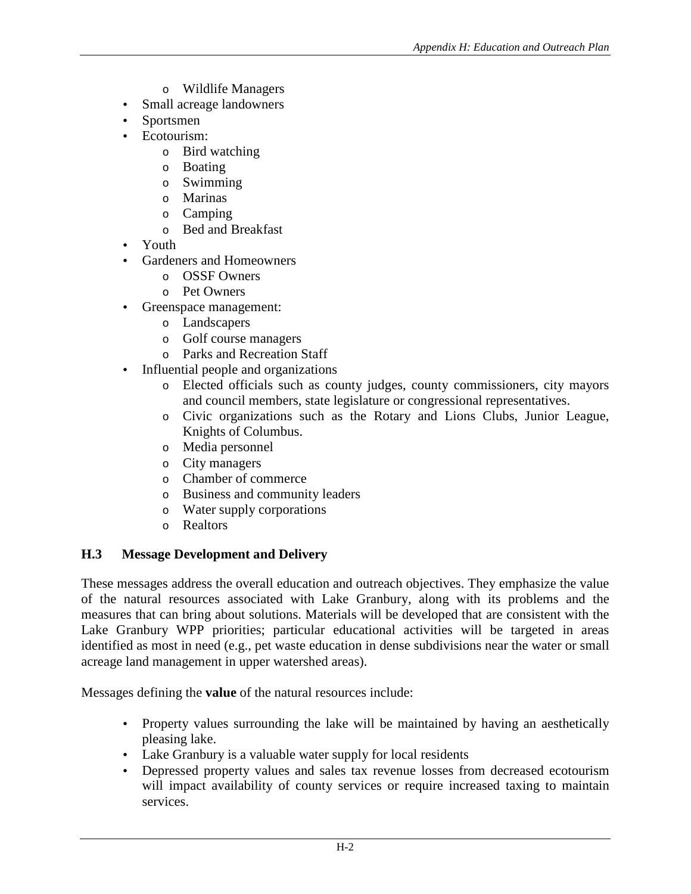- Wildlife Managers
- Small acreage landowners
- Sportsmen
- Ecotourism:
    - Bird watching
    - Boating
    - Swimming
    - Marinas
    - Camping
    - Bed and Breakfast
- Youth
- Gardeners and Homeowners
    - OSSF Owners
    - Pet Owners
- Greenspace management:
    - Landscapers
    - Golf course managers
    - Parks and Recreation Staff
- Influential people and organizations
    - Elected officials such as county judges, county commissioners, city mayors and council members, state legislature or congressional representatives.
    - Civic organizations such as the Rotary and Lions Clubs, Junior League, Knights of Columbus.
    - Media personnel
    - City managers
    - Chamber of commerce
    - Business and community leaders
    - Water supply corporations
    - Realtors

### H.3 Message Development and Delivery

These messages address the overall education and outreach objectives. They emphasize the value of the natural resources associated with Lake Granbury, along with its problems and the measures that can bring about solutions. Materials will be developed that are consistent with the Lake Granbury WPP priorities; particular educational activities will be targeted in areas identified as most in need (e.g., pet waste education in dense subdivisions near the water or small acreage land management in upper watershed areas).

Messages defining the **value** of the natural resources include:

- Property values surrounding the lake will be maintained by having an aesthetically pleasing lake.
- Lake Granbury is a valuable water supply for local residents
- Depressed property values and sales tax revenue losses from decreased ecotourism will impact availability of county services or require increased taxing to maintain services.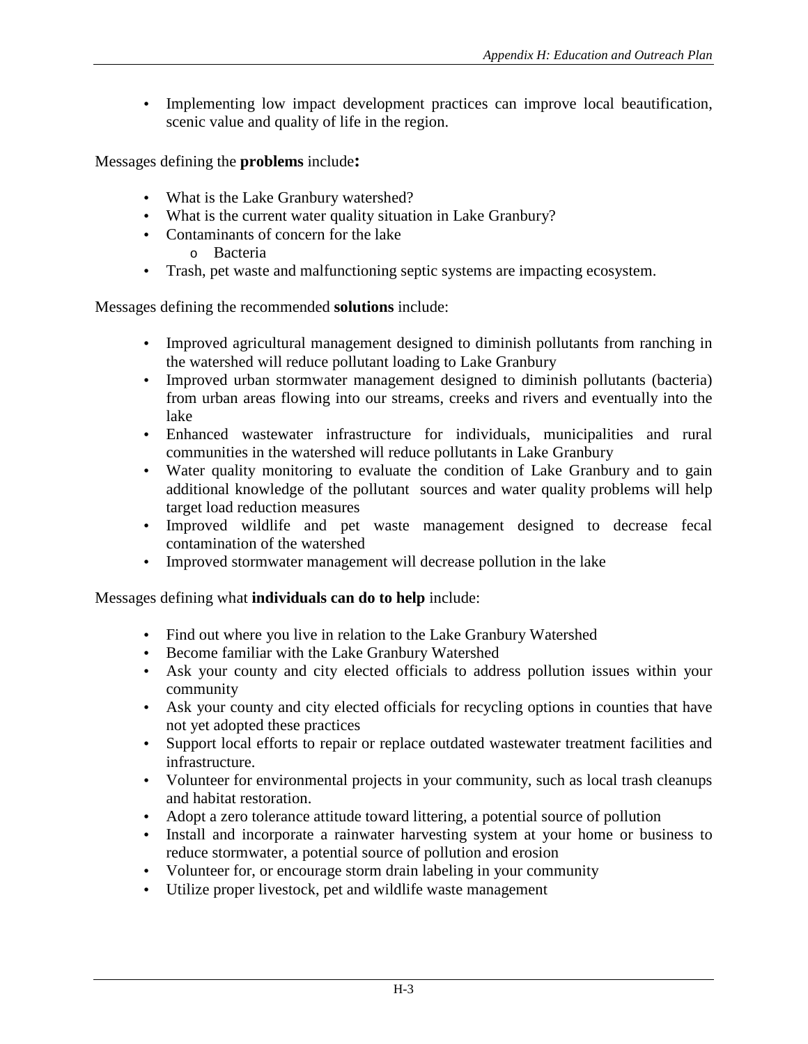- Implementing low impact development practices can improve local beautification, scenic value and quality of life in the region.

Messages defining the **problems** include**:**

- What is the Lake Granbury watershed?
- What is the current water quality situation in Lake Granbury?
- Contaminants of concern for the lake
    - Bacteria
- Trash, pet waste and malfunctioning septic systems are impacting ecosystem.

Messages defining the recommended **solutions** include:

- Improved agricultural management designed to diminish pollutants from ranching in the watershed will reduce pollutant loading to Lake Granbury
- Improved urban stormwater management designed to diminish pollutants (bacteria) from urban areas flowing into our streams, creeks and rivers and eventually into the lake
- Enhanced wastewater infrastructure for individuals, municipalities and rural communities in the watershed will reduce pollutants in Lake Granbury
- Water quality monitoring to evaluate the condition of Lake Granbury and to gain additional knowledge of the pollutant sources and water quality problems will help target load reduction measures
- Improved wildlife and pet waste management designed to decrease fecal contamination of the watershed
- Improved stormwater management will decrease pollution in the lake

Messages defining what **individuals can do to help** include:

- Find out where you live in relation to the Lake Granbury Watershed
- Become familiar with the Lake Granbury Watershed
- Ask your county and city elected officials to address pollution issues within your community
- Ask your county and city elected officials for recycling options in counties that have not yet adopted these practices
- Support local efforts to repair or replace outdated wastewater treatment facilities and infrastructure.
- Volunteer for environmental projects in your community, such as local trash cleanups and habitat restoration.
- Adopt a zero tolerance attitude toward littering, a potential source of pollution
- Install and incorporate a rainwater harvesting system at your home or business to reduce stormwater, a potential source of pollution and erosion
- Volunteer for, or encourage storm drain labeling in your community
- Utilize proper livestock, pet and wildlife waste management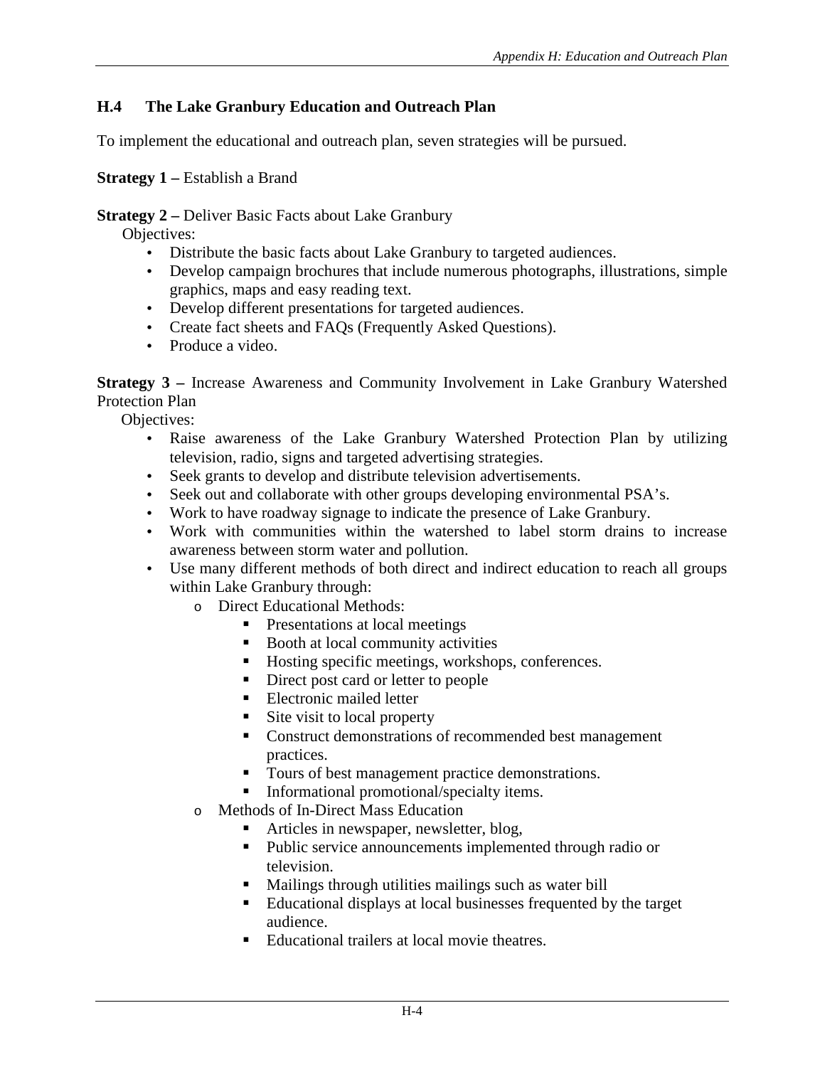## H.4 The Lake Granbury Education and Outreach Plan

To implement the educational and outreach plan, seven strategies will be pursued.

**Strategy 1 –** Establish a Brand

**Strategy 2 –** Deliver Basic Facts about Lake Granbury

Objectives:

- Distribute the basic facts about Lake Granbury to targeted audiences.
- Develop campaign brochures that include numerous photographs, illustrations, simple graphics, maps and easy reading text.
- Develop different presentations for targeted audiences.
- Create fact sheets and FAQs (Frequently Asked Questions).
- Produce a video.

**Strategy 3 –** Increase Awareness and Community Involvement in Lake Granbury Watershed Protection Plan

Objectives:

- Raise awareness of the Lake Granbury Watershed Protection Plan by utilizing television, radio, signs and targeted advertising strategies.
- Seek grants to develop and distribute television advertisements.
- Seek out and collaborate with other groups developing environmental PSA's.
- Work to have roadway signage to indicate the presence of Lake Granbury.
- Work with communities within the watershed to label storm drains to increase awareness between storm water and pollution.
- Use many different methods of both direct and indirect education to reach all groups within Lake Granbury through:
  - Direct Educational Methods:
    - Presentations at local meetings
    - Booth at local community activities
    - Hosting specific meetings, workshops, conferences.
    - Direct post card or letter to people
    - Electronic mailed letter
    - Site visit to local property
    - Construct demonstrations of recommended best management practices.
    - Tours of best management practice demonstrations.
    - Informational promotional/specialty items.
  - Methods of In-Direct Mass Education
    - Articles in newspaper, newsletter, blog,
    - Public service announcements implemented through radio or television.
    - Mailings through utilities mailings such as water bill
    - Educational displays at local businesses frequented by the target audience.
    - Educational trailers at local movie theatres.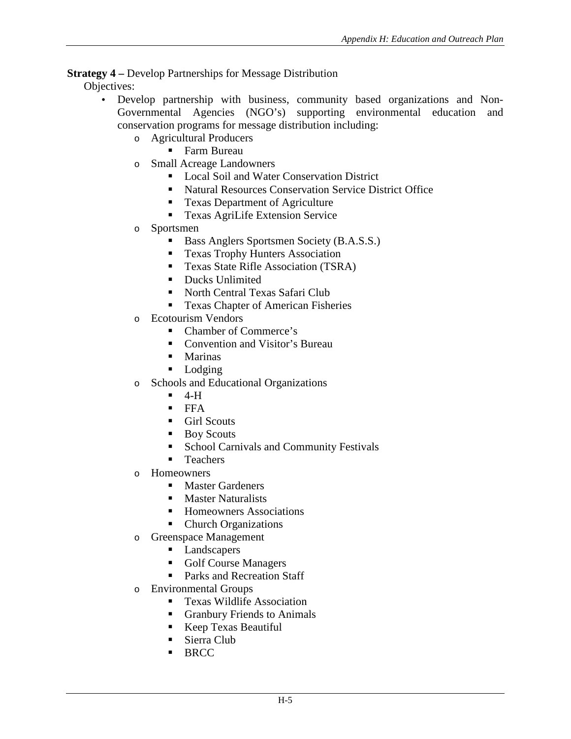**Strategy 4 –** Develop Partnerships for Message Distribution

Objectives:

- Develop partnership with business, community based organizations and Non-Governmental Agencies (NGO's) supporting environmental education and conservation programs for message distribution including:
  - Agricultural Producers
    - Farm Bureau
  - Small Acreage Landowners
    - Local Soil and Water Conservation District
    - Natural Resources Conservation Service District Office
    - Texas Department of Agriculture
    - Texas AgriLife Extension Service
  - Sportsmen
    - Bass Anglers Sportsmen Society (B.A.S.S.)
    - Texas Trophy Hunters Association
    - Texas State Rifle Association (TSRA)
    - Ducks Unlimited
    - North Central Texas Safari Club
    - Texas Chapter of American Fisheries
  - Ecotourism Vendors
    - Chamber of Commerce's
    - Convention and Visitor's Bureau
    - Marinas
    - Lodging
  - Schools and Educational Organizations
    - 4-H
    - FFA
    - Girl Scouts
    - Boy Scouts
    - School Carnivals and Community Festivals
    - Teachers
  - Homeowners
    - Master Gardeners
    - Master Naturalists
    - Homeowners Associations
    - Church Organizations
  - Greenspace Management
    - Landscapers
    - Golf Course Managers
    - Parks and Recreation Staff
  - Environmental Groups
    - Texas Wildlife Association
    - Granbury Friends to Animals
    - Keep Texas Beautiful
    - Sierra Club
    - BRCC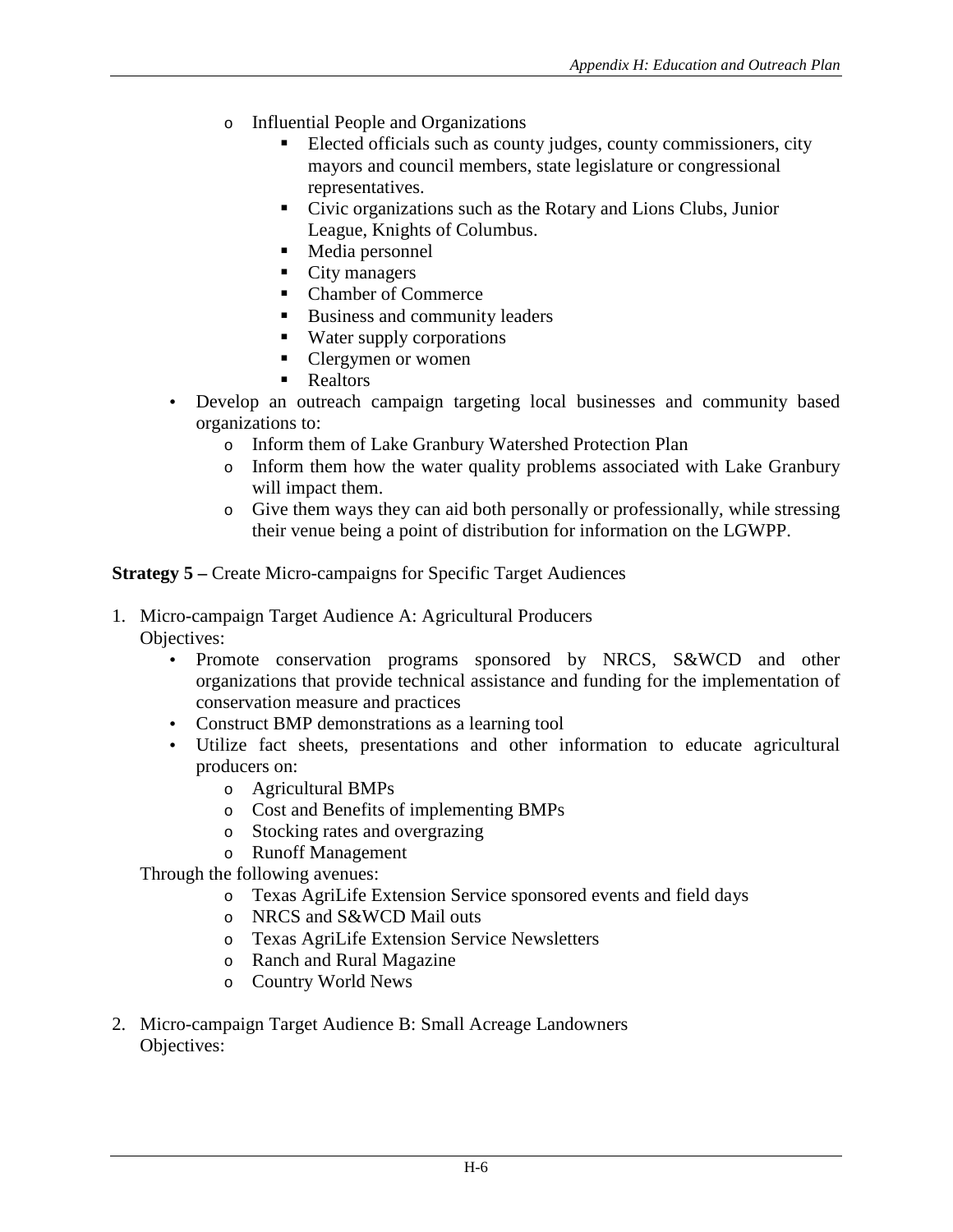- Influential People and Organizations
        - Elected officials such as county judges, county commissioners, city mayors and council members, state legislature or congressional representatives.
        - Civic organizations such as the Rotary and Lions Clubs, Junior League, Knights of Columbus.
        - Media personnel
        - City managers
        - Chamber of Commerce
        - Business and community leaders
        - Water supply corporations
        - Clergymen or women
        - Realtors
- Develop an outreach campaign targeting local businesses and community based organizations to:
    - Inform them of Lake Granbury Watershed Protection Plan
    - Inform them how the water quality problems associated with Lake Granbury will impact them.
    - Give them ways they can aid both personally or professionally, while stressing their venue being a point of distribution for information on the LGWPP.

**Strategy 5 –** Create Micro-campaigns for Specific Target Audiences

1. Micro-campaign Target Audience A: Agricultural Producers
   Objectives:
    - Promote conservation programs sponsored by NRCS, S&WCD and other organizations that provide technical assistance and funding for the implementation of conservation measure and practices
    - Construct BMP demonstrations as a learning tool
    - Utilize fact sheets, presentations and other information to educate agricultural producers on:
        - Agricultural BMPs
        - Cost and Benefits of implementing BMPs
        - Stocking rates and overgrazing
        - Runoff Management

   Through the following avenues:
    - Texas AgriLife Extension Service sponsored events and field days
    - NRCS and S&WCD Mail outs
    - Texas AgriLife Extension Service Newsletters
    - Ranch and Rural Magazine
    - Country World News

2. Micro-campaign Target Audience B: Small Acreage Landowners
   Objectives: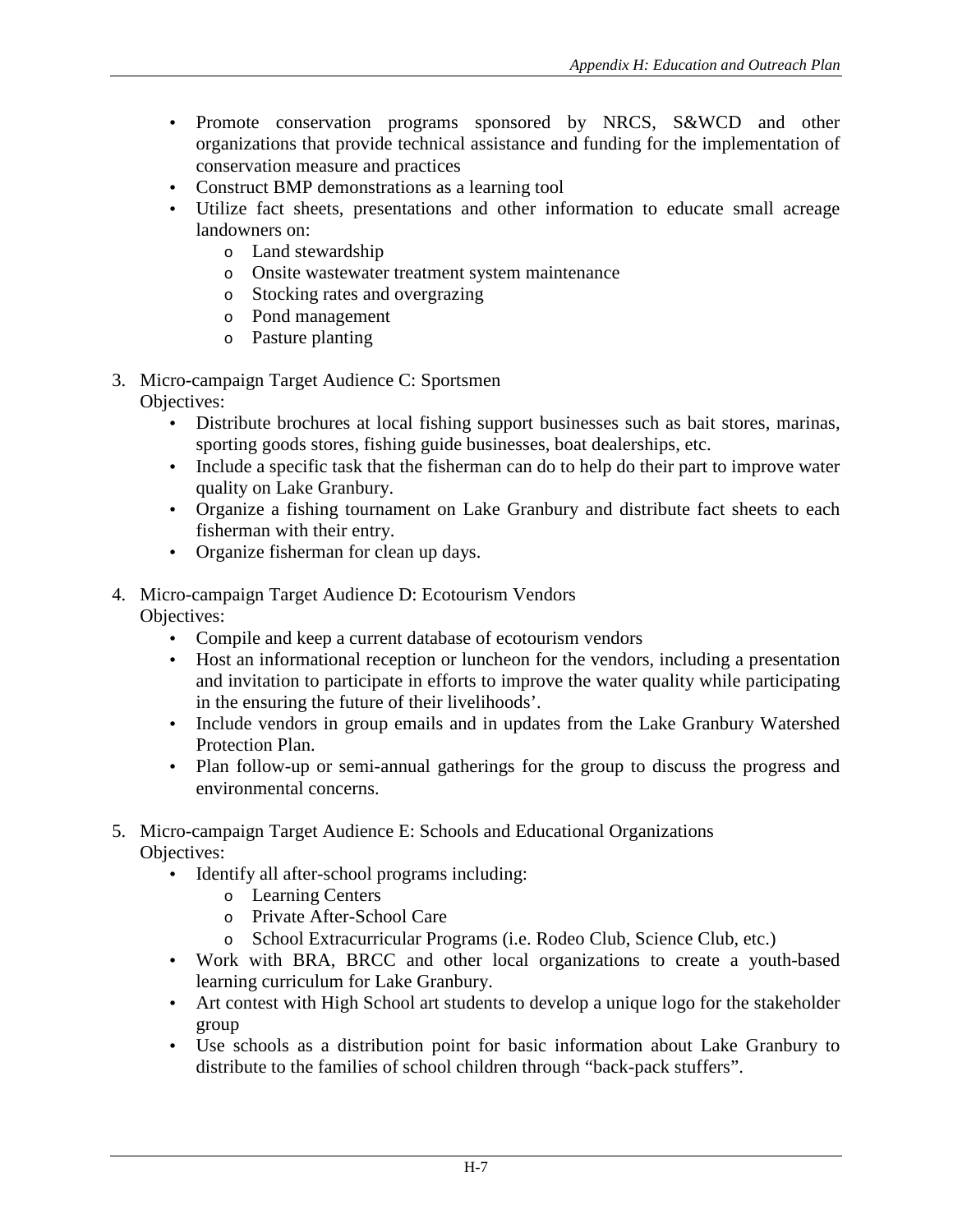- Promote conservation programs sponsored by NRCS, S&WCD and other organizations that provide technical assistance and funding for the implementation of conservation measure and practices
- Construct BMP demonstrations as a learning tool
- Utilize fact sheets, presentations and other information to educate small acreage landowners on:
  - Land stewardship
  - Onsite wastewater treatment system maintenance
  - Stocking rates and overgrazing
  - Pond management
  - Pasture planting

3. Micro-campaign Target Audience C: Sportsmen
   Objectives:
   - Distribute brochures at local fishing support businesses such as bait stores, marinas, sporting goods stores, fishing guide businesses, boat dealerships, etc.
   - Include a specific task that the fisherman can do to help do their part to improve water quality on Lake Granbury.
   - Organize a fishing tournament on Lake Granbury and distribute fact sheets to each fisherman with their entry.
   - Organize fisherman for clean up days.

4. Micro-campaign Target Audience D: Ecotourism Vendors
   Objectives:
   - Compile and keep a current database of ecotourism vendors
   - Host an informational reception or luncheon for the vendors, including a presentation and invitation to participate in efforts to improve the water quality while participating in the ensuring the future of their livelihoods'.
   - Include vendors in group emails and in updates from the Lake Granbury Watershed Protection Plan.
   - Plan follow-up or semi-annual gatherings for the group to discuss the progress and environmental concerns.

5. Micro-campaign Target Audience E: Schools and Educational Organizations
   Objectives:
   - Identify all after-school programs including:
     - Learning Centers
     - Private After-School Care
     - School Extracurricular Programs (i.e. Rodeo Club, Science Club, etc.)
   - Work with BRA, BRCC and other local organizations to create a youth-based learning curriculum for Lake Granbury.
   - Art contest with High School art students to develop a unique logo for the stakeholder group
   - Use schools as a distribution point for basic information about Lake Granbury to distribute to the families of school children through "back-pack stuffers".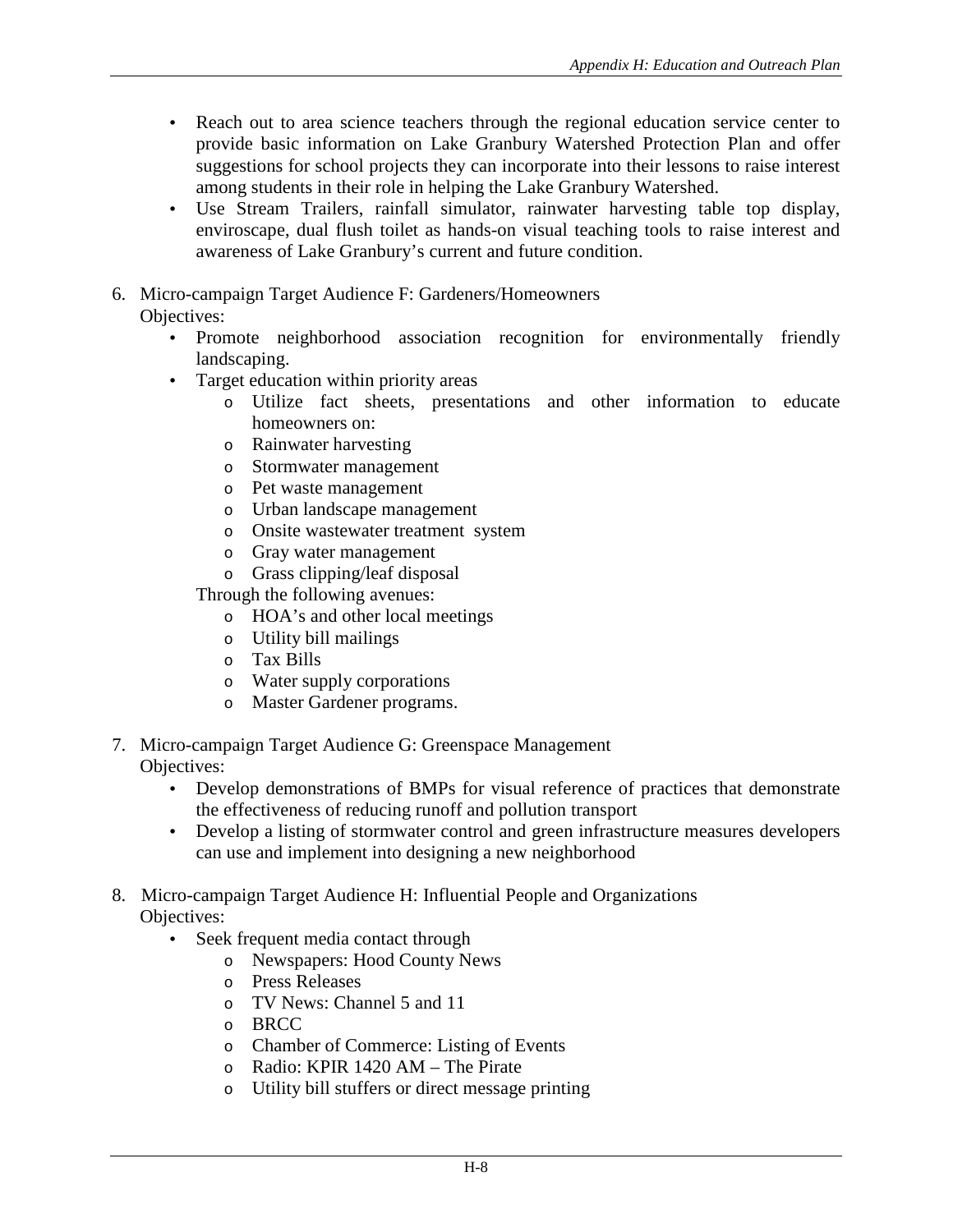- Reach out to area science teachers through the regional education service center to provide basic information on Lake Granbury Watershed Protection Plan and offer suggestions for school projects they can incorporate into their lessons to raise interest among students in their role in helping the Lake Granbury Watershed.
- Use Stream Trailers, rainfall simulator, rainwater harvesting table top display, enviroscape, dual flush toilet as hands-on visual teaching tools to raise interest and awareness of Lake Granbury's current and future condition.

6. Micro-campaign Target Audience F: Gardeners/Homeowners
   Objectives:
   - Promote neighborhood association recognition for environmentally friendly landscaping.
   - Target education within priority areas
     - Utilize fact sheets, presentations and other information to educate homeowners on:
     - Rainwater harvesting
     - Stormwater management
     - Pet waste management
     - Urban landscape management
     - Onsite wastewater treatment system
     - Gray water management
     - Grass clipping/leaf disposal

     Through the following avenues:
     - HOA's and other local meetings
     - Utility bill mailings
     - Tax Bills
     - Water supply corporations
     - Master Gardener programs.

7. Micro-campaign Target Audience G: Greenspace Management
   Objectives:
   - Develop demonstrations of BMPs for visual reference of practices that demonstrate the effectiveness of reducing runoff and pollution transport
   - Develop a listing of stormwater control and green infrastructure measures developers can use and implement into designing a new neighborhood

8. Micro-campaign Target Audience H: Influential People and Organizations
   Objectives:
   - Seek frequent media contact through
     - Newspapers: Hood County News
     - Press Releases
     - TV News: Channel 5 and 11
     - BRCC
     - Chamber of Commerce: Listing of Events
     - Radio: KPIR 1420 AM – The Pirate
     - Utility bill stuffers or direct message printing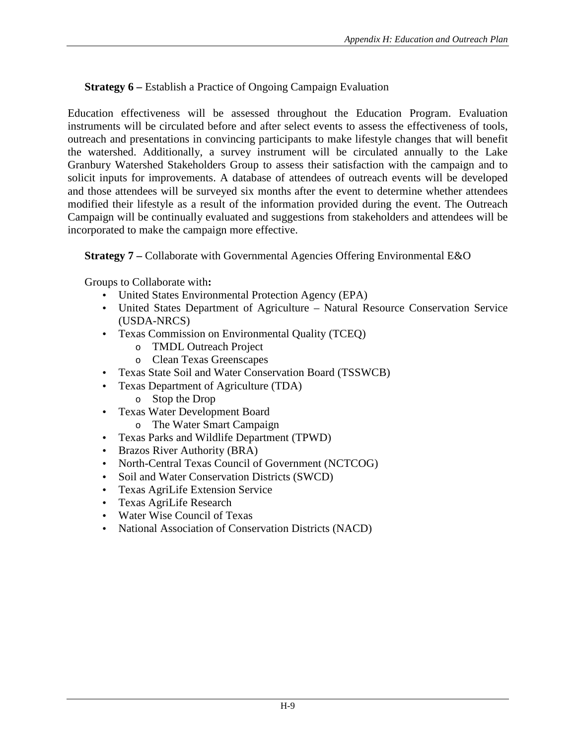**Strategy 6 –** Establish a Practice of Ongoing Campaign Evaluation

Education effectiveness will be assessed throughout the Education Program. Evaluation instruments will be circulated before and after select events to assess the effectiveness of tools, outreach and presentations in convincing participants to make lifestyle changes that will benefit the watershed. Additionally, a survey instrument will be circulated annually to the Lake Granbury Watershed Stakeholders Group to assess their satisfaction with the campaign and to solicit inputs for improvements. A database of attendees of outreach events will be developed and those attendees will be surveyed six months after the event to determine whether attendees modified their lifestyle as a result of the information provided during the event. The Outreach Campaign will be continually evaluated and suggestions from stakeholders and attendees will be incorporated to make the campaign more effective.

**Strategy 7 –** Collaborate with Governmental Agencies Offering Environmental E&O

Groups to Collaborate with**:**

- United States Environmental Protection Agency (EPA)
- United States Department of Agriculture – Natural Resource Conservation Service (USDA-NRCS)
- Texas Commission on Environmental Quality (TCEQ)
  - TMDL Outreach Project
  - Clean Texas Greenscapes
- Texas State Soil and Water Conservation Board (TSSWCB)
- Texas Department of Agriculture (TDA)
  - Stop the Drop
- Texas Water Development Board
  - The Water Smart Campaign
- Texas Parks and Wildlife Department (TPWD)
- Brazos River Authority (BRA)
- North-Central Texas Council of Government (NCTCOG)
- Soil and Water Conservation Districts (SWCD)
- Texas AgriLife Extension Service
- Texas AgriLife Research
- Water Wise Council of Texas
- National Association of Conservation Districts (NACD)